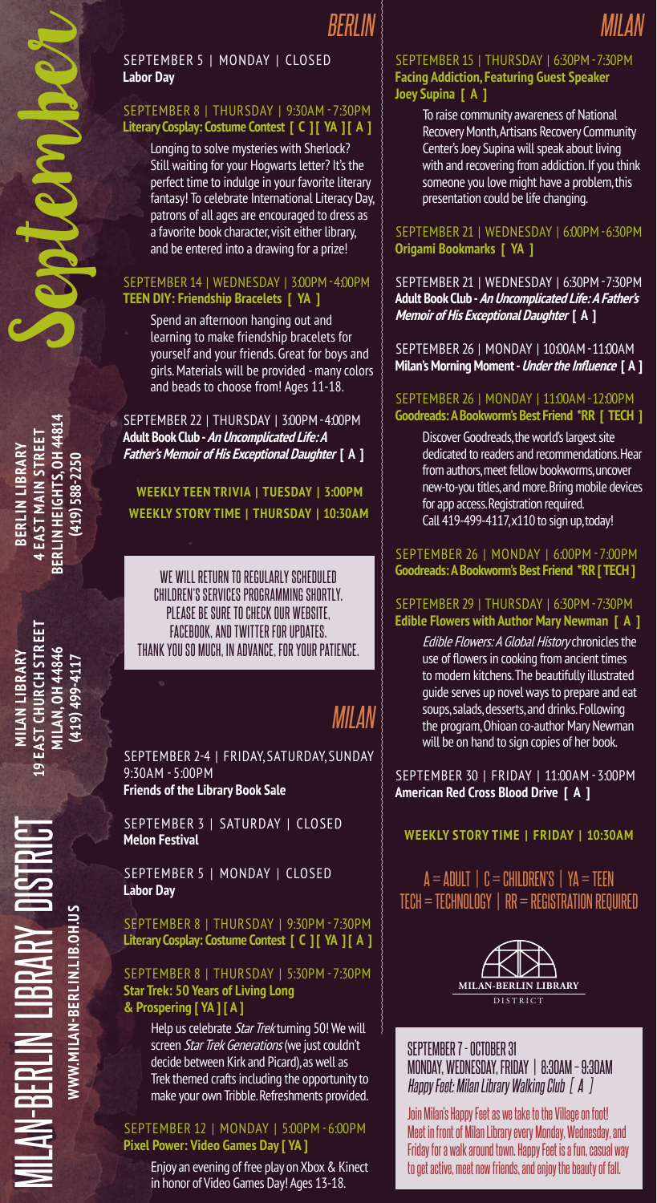# September

# MILAN-BERLIN LIBRARY DISTRICT

WWW.MILAN-BERLIN.LIB.OH.US

**MILAN LIBRARY**
**19 EAST CHURCH STREET**
**MILAN, OH 44846**
**(419) 499-4117**

**BERLIN LIBRARY**
**4 EAST MAIN STREET**
**BERLIN HEIGHTS, OH 44814**
**(419) 588-2250**

## BERLIN

SEPTEMBER 5 | MONDAY | CLOSED
**Labor Day**

SEPTEMBER 8 | THURSDAY | 9:30AM - 7:30PM
**Literary Cosplay: Costume Contest [ C ] [ YA ] [ A ]**

Longing to solve mysteries with Sherlock? Still waiting for your Hogwarts letter? It's the perfect time to indulge in your favorite literary fantasy! To celebrate International Literacy Day, patrons of all ages are encouraged to dress as a favorite book character, visit either library, and be entered into a drawing for a prize!

SEPTEMBER 14 | WEDNESDAY | 3:00PM - 4:00PM
**TEEN DIY: Friendship Bracelets [ YA ]**

Spend an afternoon hanging out and learning to make friendship bracelets for yourself and your friends. Great for boys and girls. Materials will be provided - many colors and beads to choose from! Ages 11-18.

SEPTEMBER 22 | THURSDAY | 3:00PM - 4:00PM
**Adult Book Club - *An Uncomplicated Life: A Father's Memoir of His Exceptional Daughter* [ A ]**

**WEEKLY TEEN TRIVIA | TUESDAY | 3:00PM**
**WEEKLY STORY TIME | THURSDAY | 10:30AM**

WE WILL RETURN TO REGULARLY SCHEDULED CHILDREN'S SERVICES PROGRAMMING SHORTLY. PLEASE BE SURE TO CHECK OUR WEBSITE, FACEBOOK, AND TWITTER FOR UPDATES. THANK YOU SO MUCH, IN ADVANCE, FOR YOUR PATIENCE.

## MILAN

SEPTEMBER 2-4 | FRIDAY, SATURDAY, SUNDAY
9:30AM - 5:00PM
**Friends of the Library Book Sale**

SEPTEMBER 3 | SATURDAY | CLOSED
**Melon Festival**

SEPTEMBER 5 | MONDAY | CLOSED
**Labor Day**

SEPTEMBER 8 | THURSDAY | 9:30PM - 7:30PM
**Literary Cosplay: Costume Contest [ C ] [ YA ] [ A ]**

SEPTEMBER 8 | THURSDAY | 5:30PM - 7:30PM
**Star Trek: 50 Years of Living Long & Prospering [ YA ] [ A ]**

Help us celebrate *Star Trek* turning 50! We will screen *Star Trek Generations* (we just couldn't decide between Kirk and Picard), as well as Trek themed crafts including the opportunity to make your own Tribble. Refreshments provided.

SEPTEMBER 12 | MONDAY | 5:00PM - 6:00PM
**Pixel Power: Video Games Day [ YA ]**

Enjoy an evening of free play on Xbox & Kinect in honor of Video Games Day! Ages 13-18.

## MILAN

SEPTEMBER 15 | THURSDAY | 6:30PM - 7:30PM
**Facing Addiction, Featuring Guest Speaker Joey Supina [ A ]**

To raise community awareness of National Recovery Month, Artisans Recovery Community Center's Joey Supina will speak about living with and recovering from addiction. If you think someone you love might have a problem, this presentation could be life changing.

SEPTEMBER 21 | WEDNESDAY | 6:00PM - 6:30PM
**Origami Bookmarks [ YA ]**

SEPTEMBER 21 | WEDNESDAY | 6:30PM - 7:30PM
**Adult Book Club - *An Uncomplicated Life: A Father's Memoir of His Exceptional Daughter* [ A ]**

SEPTEMBER 26 | MONDAY | 10:00AM - 11:00AM
**Milan's Morning Moment - *Under the Influence* [ A ]**

SEPTEMBER 26 | MONDAY | 11:00AM - 12:00PM
**Goodreads: A Bookworm's Best Friend *RR [ TECH ]**

Discover Goodreads, the world's largest site dedicated to readers and recommendations. Hear from authors, meet fellow bookworms, uncover new-to-you titles, and more. Bring mobile devices for app access. Registration required. Call 419-499-4117, x110 to sign up, today!

SEPTEMBER 26 | MONDAY | 6:00PM - 7:00PM
**Goodreads: A Bookworm's Best Friend *RR [ TECH ]**

SEPTEMBER 29 | THURSDAY | 6:30PM - 7:30PM
**Edible Flowers with Author Mary Newman [ A ]**

*Edible Flowers: A Global History* chronicles the use of flowers in cooking from ancient times to modern kitchens. The beautifully illustrated guide serves up novel ways to prepare and eat soups, salads, desserts, and drinks. Following the program, Ohioan co-author Mary Newman will be on hand to sign copies of her book.

SEPTEMBER 30 | FRIDAY | 11:00AM - 3:00PM
**American Red Cross Blood Drive [ A ]**

**WEEKLY STORY TIME | FRIDAY | 10:30AM**

A = ADULT | C = CHILDREN'S | YA = TEEN
TECH = TECHNOLOGY | RR = REGISTRATION REQUIRED

MILAN-BERLIN LIBRARY DISTRICT

SEPTEMBER 7 - OCTOBER 31
MONDAY, WEDNESDAY, FRIDAY | 8:30AM – 9:30AM
*Happy Feet: Milan Library Walking Club [ A ]*

Join Milan's Happy Feet as we take to the Village on foot! Meet in front of Milan Library every Monday, Wednesday, and Friday for a walk around town. Happy Feet is a fun, casual way to get active, meet new friends, and enjoy the beauty of fall.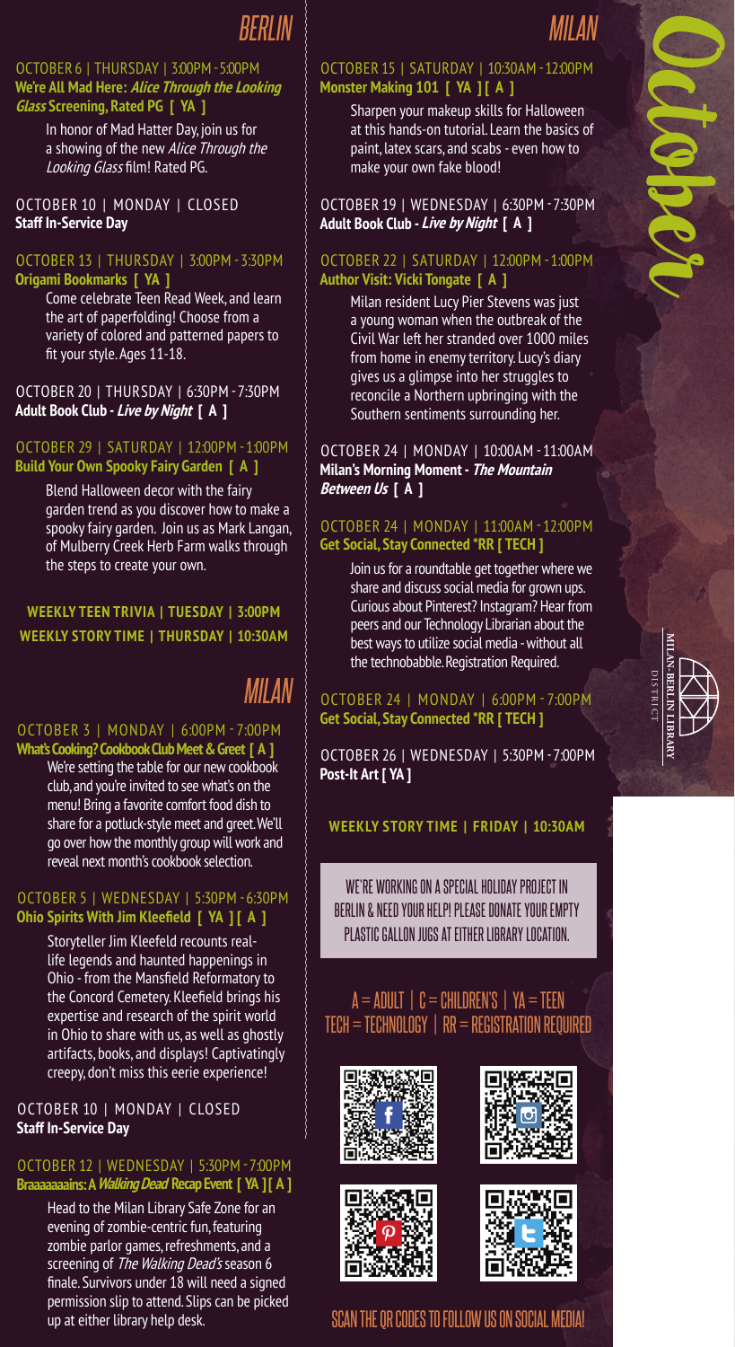# BERLIN

OCTOBER 6 | THURSDAY | 3:00PM - 5:00PM
**We're All Mad Here: *Alice Through the Looking Glass* Screening, Rated PG [ YA ]**

In honor of Mad Hatter Day, join us for a showing of the new *Alice Through the Looking Glass* film! Rated PG.

OCTOBER 10 | MONDAY | CLOSED
**Staff In-Service Day**

OCTOBER 13 | THURSDAY | 3:00PM - 3:30PM
**Origami Bookmarks [ YA ]**

Come celebrate Teen Read Week, and learn the art of paperfolding! Choose from a variety of colored and patterned papers to fit your style. Ages 11-18.

OCTOBER 20 | THURSDAY | 6:30PM - 7:30PM
**Adult Book Club - *Live by Night* [ A ]**

OCTOBER 29 | SATURDAY | 12:00PM - 1:00PM
**Build Your Own Spooky Fairy Garden [ A ]**

Blend Halloween decor with the fairy garden trend as you discover how to make a spooky fairy garden. Join us as Mark Langan, of Mulberry Creek Herb Farm walks through the steps to create your own.

**WEEKLY TEEN TRIVIA | TUESDAY | 3:00PM**
**WEEKLY STORY TIME | THURSDAY | 10:30AM**

# MILAN

OCTOBER 3 | MONDAY | 6:00PM - 7:00PM
**What's Cooking? Cookbook Club Meet & Greet [ A ]**

We're setting the table for our new cookbook club, and you're invited to see what's on the menu! Bring a favorite comfort food dish to share for a potluck-style meet and greet. We'll go over how the monthly group will work and reveal next month's cookbook selection.

OCTOBER 5 | WEDNESDAY | 5:30PM - 6:30PM
**Ohio Spirits With Jim Kleefield [ YA ] [ A ]**

Storyteller Jim Kleefeld recounts real-life legends and haunted happenings in Ohio - from the Mansfield Reformatory to the Concord Cemetery. Kleefield brings his expertise and research of the spirit world in Ohio to share with us, as well as ghostly artifacts, books, and displays! Captivatingly creepy, don't miss this eerie experience!

OCTOBER 10 | MONDAY | CLOSED
**Staff In-Service Day**

OCTOBER 12 | WEDNESDAY | 5:30PM - 7:00PM
**Braaaaaaains: A *Walking Dead* Recap Event [ YA ] [ A ]**

Head to the Milan Library Safe Zone for an evening of zombie-centric fun, featuring zombie parlor games, refreshments, and a screening of *The Walking Dead's* season 6 finale. Survivors under 18 will need a signed permission slip to attend. Slips can be picked up at either library help desk.

# MILAN

OCTOBER 15 | SATURDAY | 10:30AM - 12:00PM
**Monster Making 101 [ YA ] [ A ]**

Sharpen your makeup skills for Halloween at this hands-on tutorial. Learn the basics of paint, latex scars, and scabs - even how to make your own fake blood!

OCTOBER 19 | WEDNESDAY | 6:30PM - 7:30PM
**Adult Book Club - *Live by Night* [ A ]**

OCTOBER 22 | SATURDAY | 12:00PM - 1:00PM
**Author Visit: Vicki Tongate [ A ]**

Milan resident Lucy Pier Stevens was just a young woman when the outbreak of the Civil War left her stranded over 1000 miles from home in enemy territory. Lucy's diary gives us a glimpse into her struggles to reconcile a Northern upbringing with the Southern sentiments surrounding her.

OCTOBER 24 | MONDAY | 10:00AM - 11:00AM
**Milan's Morning Moment - *The Mountain Between Us* [ A ]**

OCTOBER 24 | MONDAY | 11:00AM - 12:00PM
**Get Social, Stay Connected *RR [ TECH ]**

Join us for a roundtable get together where we share and discuss social media for grown ups. Curious about Pinterest? Instagram? Hear from peers and our Technology Librarian about the best ways to utilize social media - without all the technobabble. Registration Required.

OCTOBER 24 | MONDAY | 6:00PM - 7:00PM
**Get Social, Stay Connected *RR [ TECH ]**

OCTOBER 26 | WEDNESDAY | 5:30PM - 7:00PM
**Post-It Art [ YA ]**

**WEEKLY STORY TIME | FRIDAY | 10:30AM**

WE'RE WORKING ON A SPECIAL HOLIDAY PROJECT IN BERLIN & NEED YOUR HELP! PLEASE DONATE YOUR EMPTY PLASTIC GALLON JUGS AT EITHER LIBRARY LOCATION.

A = ADULT | C = CHILDREN'S | YA = TEEN
TECH = TECHNOLOGY | RR = REGISTRATION REQUIRED

SCAN THE QR CODES TO FOLLOW US ON SOCIAL MEDIA!

October

MILAN-BERLIN LIBRARY DISTRICT